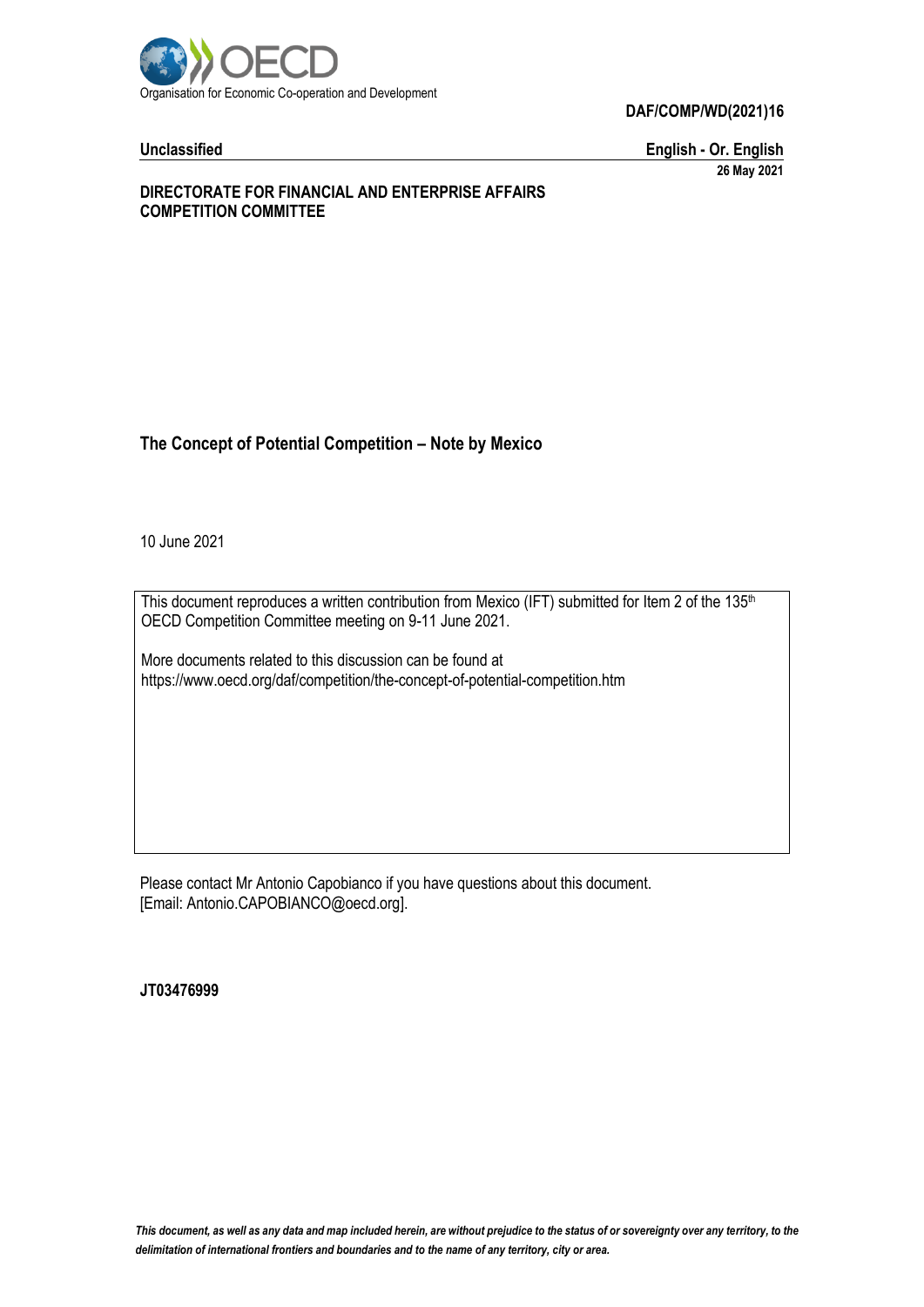Organisation for Economic Co-operation and Development

**DAF/COMP/WD(2021)16**

**Unclassified** **English - Or. English**

**26 May 2021**

**DIRECTORATE FOR FINANCIAL AND ENTERPRISE AFFAIRS**
**COMPETITION COMMITTEE**

# The Concept of Potential Competition – Note by Mexico

10 June 2021

This document reproduces a written contribution from Mexico (IFT) submitted for Item 2 of the 135th OECD Competition Committee meeting on 9-11 June 2021.

More documents related to this discussion can be found at https://www.oecd.org/daf/competition/the-concept-of-potential-competition.htm

Please contact Mr Antonio Capobianco if you have questions about this document.
[Email: Antonio.CAPOBIANCO@oecd.org].

**JT03476999**

*This document, as well as any data and map included herein, are without prejudice to the status of or sovereignty over any territory, to the delimitation of international frontiers and boundaries and to the name of any territory, city or area.*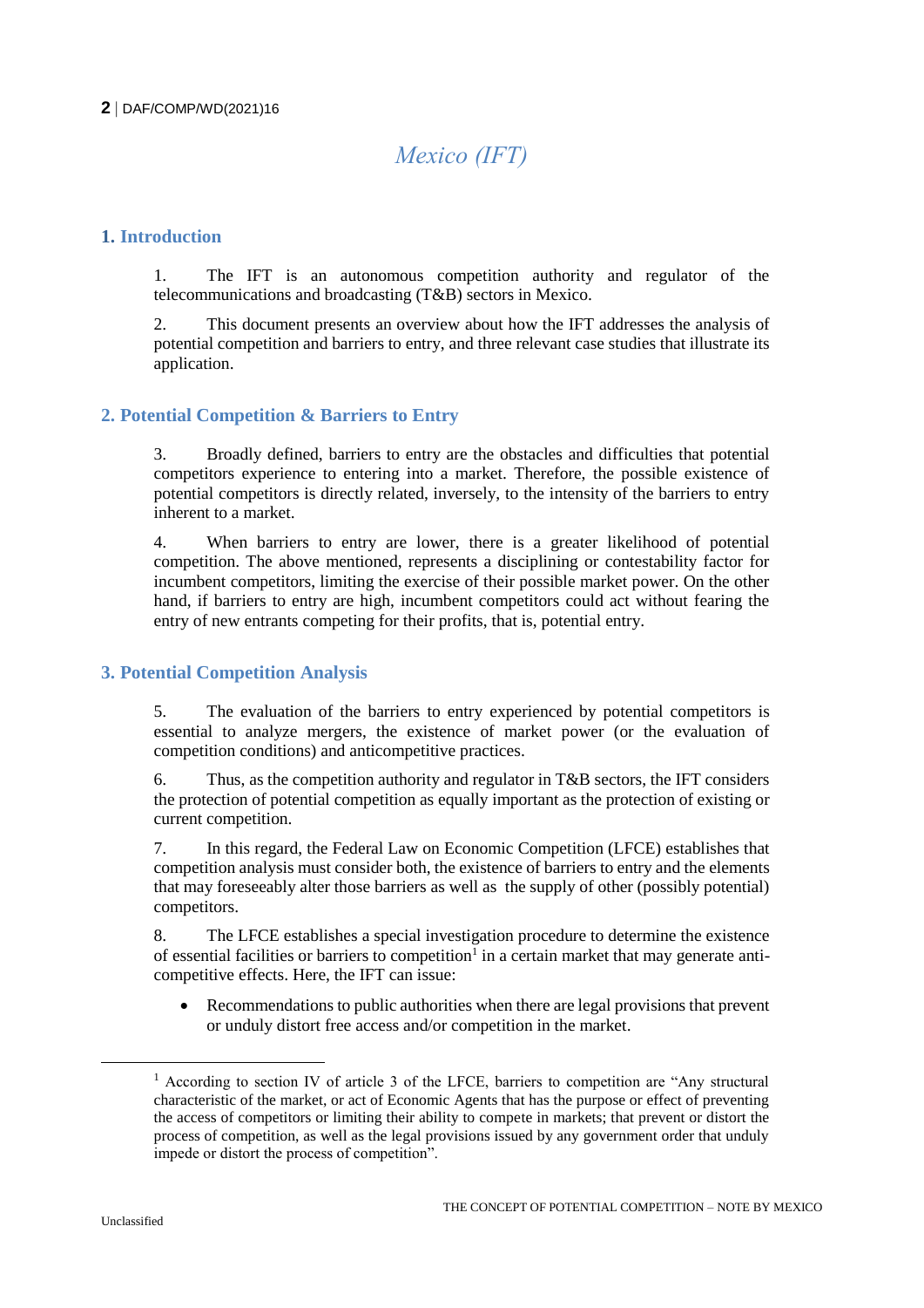# Mexico (IFT)

## 1. Introduction

1. The IFT is an autonomous competition authority and regulator of the telecommunications and broadcasting (T&B) sectors in Mexico.

2. This document presents an overview about how the IFT addresses the analysis of potential competition and barriers to entry, and three relevant case studies that illustrate its application.

## 2. Potential Competition & Barriers to Entry

3. Broadly defined, barriers to entry are the obstacles and difficulties that potential competitors experience to entering into a market. Therefore, the possible existence of potential competitors is directly related, inversely, to the intensity of the barriers to entry inherent to a market.

4. When barriers to entry are lower, there is a greater likelihood of potential competition. The above mentioned, represents a disciplining or contestability factor for incumbent competitors, limiting the exercise of their possible market power. On the other hand, if barriers to entry are high, incumbent competitors could act without fearing the entry of new entrants competing for their profits, that is, potential entry.

## 3. Potential Competition Analysis

5. The evaluation of the barriers to entry experienced by potential competitors is essential to analyze mergers, the existence of market power (or the evaluation of competition conditions) and anticompetitive practices.

6. Thus, as the competition authority and regulator in T&B sectors, the IFT considers the protection of potential competition as equally important as the protection of existing or current competition.

7. In this regard, the Federal Law on Economic Competition (LFCE) establishes that competition analysis must consider both, the existence of barriers to entry and the elements that may foreseeably alter those barriers as well as the supply of other (possibly potential) competitors.

8. The LFCE establishes a special investigation procedure to determine the existence of essential facilities or barriers to competition[1] in a certain market that may generate anti-competitive effects. Here, the IFT can issue:

- Recommendations to public authorities when there are legal provisions that prevent or unduly distort free access and/or competition in the market.

[1] According to section IV of article 3 of the LFCE, barriers to competition are "Any structural characteristic of the market, or act of Economic Agents that has the purpose or effect of preventing the access of competitors or limiting their ability to compete in markets; that prevent or distort the process of competition, as well as the legal provisions issued by any government order that unduly impede or distort the process of competition".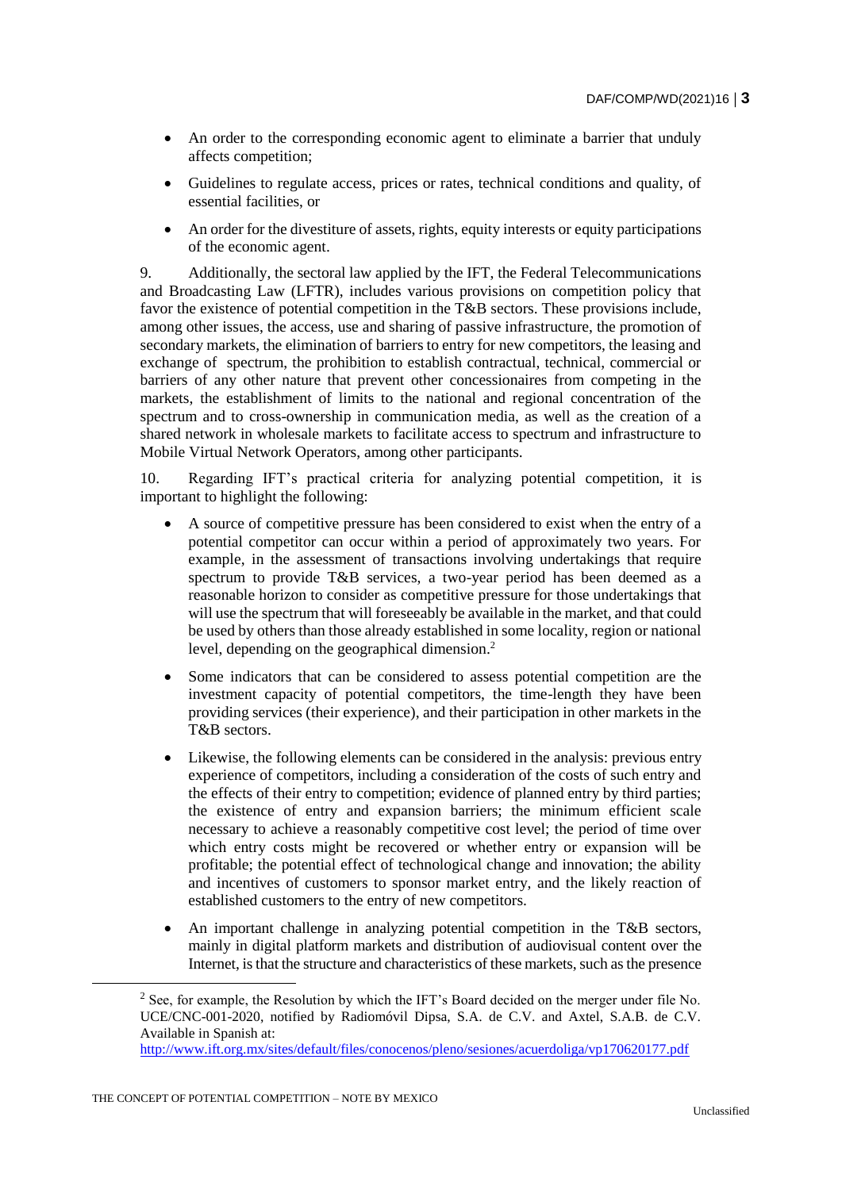- An order to the corresponding economic agent to eliminate a barrier that unduly affects competition;
- Guidelines to regulate access, prices or rates, technical conditions and quality, of essential facilities, or
- An order for the divestiture of assets, rights, equity interests or equity participations of the economic agent.

9. Additionally, the sectoral law applied by the IFT, the Federal Telecommunications and Broadcasting Law (LFTR), includes various provisions on competition policy that favor the existence of potential competition in the T&B sectors. These provisions include, among other issues, the access, use and sharing of passive infrastructure, the promotion of secondary markets, the elimination of barriers to entry for new competitors, the leasing and exchange of spectrum, the prohibition to establish contractual, technical, commercial or barriers of any other nature that prevent other concessionaires from competing in the markets, the establishment of limits to the national and regional concentration of the spectrum and to cross-ownership in communication media, as well as the creation of a shared network in wholesale markets to facilitate access to spectrum and infrastructure to Mobile Virtual Network Operators, among other participants.

10. Regarding IFT's practical criteria for analyzing potential competition, it is important to highlight the following:

- A source of competitive pressure has been considered to exist when the entry of a potential competitor can occur within a period of approximately two years. For example, in the assessment of transactions involving undertakings that require spectrum to provide T&B services, a two-year period has been deemed as a reasonable horizon to consider as competitive pressure for those undertakings that will use the spectrum that will foreseeably be available in the market, and that could be used by others than those already established in some locality, region or national level, depending on the geographical dimension.[2]
- Some indicators that can be considered to assess potential competition are the investment capacity of potential competitors, the time-length they have been providing services (their experience), and their participation in other markets in the T&B sectors.
- Likewise, the following elements can be considered in the analysis: previous entry experience of competitors, including a consideration of the costs of such entry and the effects of their entry to competition; evidence of planned entry by third parties; the existence of entry and expansion barriers; the minimum efficient scale necessary to achieve a reasonably competitive cost level; the period of time over which entry costs might be recovered or whether entry or expansion will be profitable; the potential effect of technological change and innovation; the ability and incentives of customers to sponsor market entry, and the likely reaction of established customers to the entry of new competitors.
- An important challenge in analyzing potential competition in the T&B sectors, mainly in digital platform markets and distribution of audiovisual content over the Internet, is that the structure and characteristics of these markets, such as the presence

[2] See, for example, the Resolution by which the IFT's Board decided on the merger under file No. UCE/CNC-001-2020, notified by Radiomóvil Dipsa, S.A. de C.V. and Axtel, S.A.B. de C.V. Available in Spanish at: http://www.ift.org.mx/sites/default/files/conocenos/pleno/sesiones/acuerdoliga/vp170620177.pdf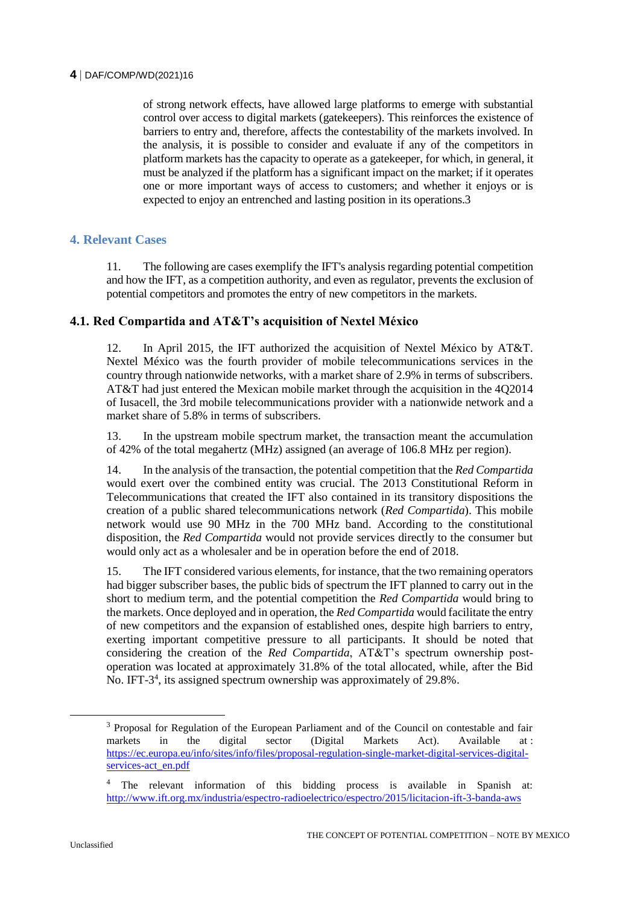of strong network effects, have allowed large platforms to emerge with substantial control over access to digital markets (gatekeepers). This reinforces the existence of barriers to entry and, therefore, affects the contestability of the markets involved. In the analysis, it is possible to consider and evaluate if any of the competitors in platform markets has the capacity to operate as a gatekeeper, for which, in general, it must be analyzed if the platform has a significant impact on the market; if it operates one or more important ways of access to customers; and whether it enjoys or is expected to enjoy an entrenched and lasting position in its operations.3

## 4. Relevant Cases

11. The following are cases exemplify the IFT's analysis regarding potential competition and how the IFT, as a competition authority, and even as regulator, prevents the exclusion of potential competitors and promotes the entry of new competitors in the markets.

### 4.1. Red Compartida and AT&T's acquisition of Nextel México

12. In April 2015, the IFT authorized the acquisition of Nextel México by AT&T. Nextel México was the fourth provider of mobile telecommunications services in the country through nationwide networks, with a market share of 2.9% in terms of subscribers. AT&T had just entered the Mexican mobile market through the acquisition in the 4Q2014 of Iusacell, the 3rd mobile telecommunications provider with a nationwide network and a market share of 5.8% in terms of subscribers.

13. In the upstream mobile spectrum market, the transaction meant the accumulation of 42% of the total megahertz (MHz) assigned (an average of 106.8 MHz per region).

14. In the analysis of the transaction, the potential competition that the *Red Compartida* would exert over the combined entity was crucial. The 2013 Constitutional Reform in Telecommunications that created the IFT also contained in its transitory dispositions the creation of a public shared telecommunications network (*Red Compartida*). This mobile network would use 90 MHz in the 700 MHz band. According to the constitutional disposition, the *Red Compartida* would not provide services directly to the consumer but would only act as a wholesaler and be in operation before the end of 2018.

15. The IFT considered various elements, for instance, that the two remaining operators had bigger subscriber bases, the public bids of spectrum the IFT planned to carry out in the short to medium term, and the potential competition the *Red Compartida* would bring to the markets. Once deployed and in operation, the *Red Compartida* would facilitate the entry of new competitors and the expansion of established ones, despite high barriers to entry, exerting important competitive pressure to all participants. It should be noted that considering the creation of the *Red Compartida*, AT&T's spectrum ownership post-operation was located at approximately 31.8% of the total allocated, while, after the Bid No. IFT-3[4], its assigned spectrum ownership was approximately of 29.8%.

---

[3] Proposal for Regulation of the European Parliament and of the Council on contestable and fair markets in the digital sector (Digital Markets Act). Available at : https://ec.europa.eu/info/sites/info/files/proposal-regulation-single-market-digital-services-digital-services-act_en.pdf

[4] The relevant information of this bidding process is available in Spanish at: http://www.ift.org.mx/industria/espectro-radioelectrico/espectro/2015/licitacion-ift-3-banda-aws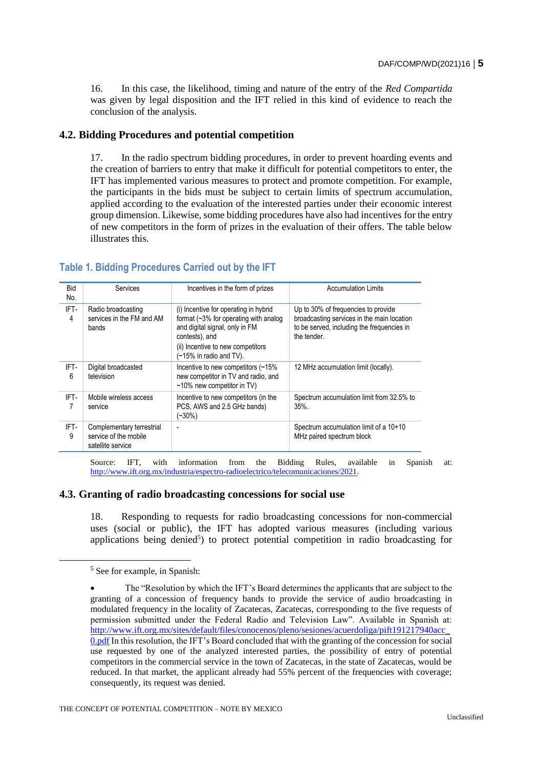16. In this case, the likelihood, timing and nature of the entry of the *Red Compartida* was given by legal disposition and the IFT relied in this kind of evidence to reach the conclusion of the analysis.

## 4.2. Bidding Procedures and potential competition

17. In the radio spectrum bidding procedures, in order to prevent hoarding events and the creation of barriers to entry that make it difficult for potential competitors to enter, the IFT has implemented various measures to protect and promote competition. For example, the participants in the bids must be subject to certain limits of spectrum accumulation, applied according to the evaluation of the interested parties under their economic interest group dimension. Likewise, some bidding procedures have also had incentives for the entry of new competitors in the form of prizes in the evaluation of their offers. The table below illustrates this.

### Table 1. Bidding Procedures Carried out by the IFT

| Bid No. | Services | Incentives in the form of prizes | Accumulation Limits |
|---|---|---|---|
| IFT-4 | Radio broadcasting services in the FM and AM bands | (i) Incentive for operating in hybrid format (~3% for operating with analog and digital signal, only in FM contests), and (ii) Incentive to new competitors (~15% in radio and TV). | Up to 30% of frequencies to provide broadcasting services in the main location to be served, including the frequencies in the tender. |
| IFT-6 | Digital broadcasted television | Incentive to new competitors (~15% new competitor in TV and radio, and ~10% new competitor in TV) | 12 MHz accumulation limit (locally). |
| IFT-7 | Mobile wireless access service | Incentive to new competitors (in the PCS, AWS and 2.5 GHz bands) (~30%) | Spectrum accumulation limit from 32.5% to 35%. |
| IFT-9 | Complementary terrestrial service of the mobile satellite service | - | Spectrum accumulation limit of a 10+10 MHz paired spectrum block |

Source: IFT, with information from the Bidding Rules, available in Spanish at: http://www.ift.org.mx/industria/espectro-radioelectrico/telecomunicaciones/2021.

## 4.3. Granting of radio broadcasting concessions for social use

18. Responding to requests for radio broadcasting concessions for non-commercial uses (social or public), the IFT has adopted various measures (including various applications being denied[5]) to protect potential competition in radio broadcasting for

---

[5] See for example, in Spanish:

- The "Resolution by which the IFT's Board determines the applicants that are subject to the granting of a concession of frequency bands to provide the service of audio broadcasting in modulated frequency in the locality of Zacatecas, Zacatecas, corresponding to the five requests of permission submitted under the Federal Radio and Television Law". Available in Spanish at: http://www.ift.org.mx/sites/default/files/conocenos/pleno/sesiones/acuerdoliga/pift191217940acc_0.pdf In this resolution, the IFT's Board concluded that with the granting of the concession for social use requested by one of the analyzed interested parties, the possibility of entry of potential competitors in the commercial service in the town of Zacatecas, in the state of Zacatecas, would be reduced. In that market, the applicant already had 55% percent of the frequencies with coverage; consequently, its request was denied.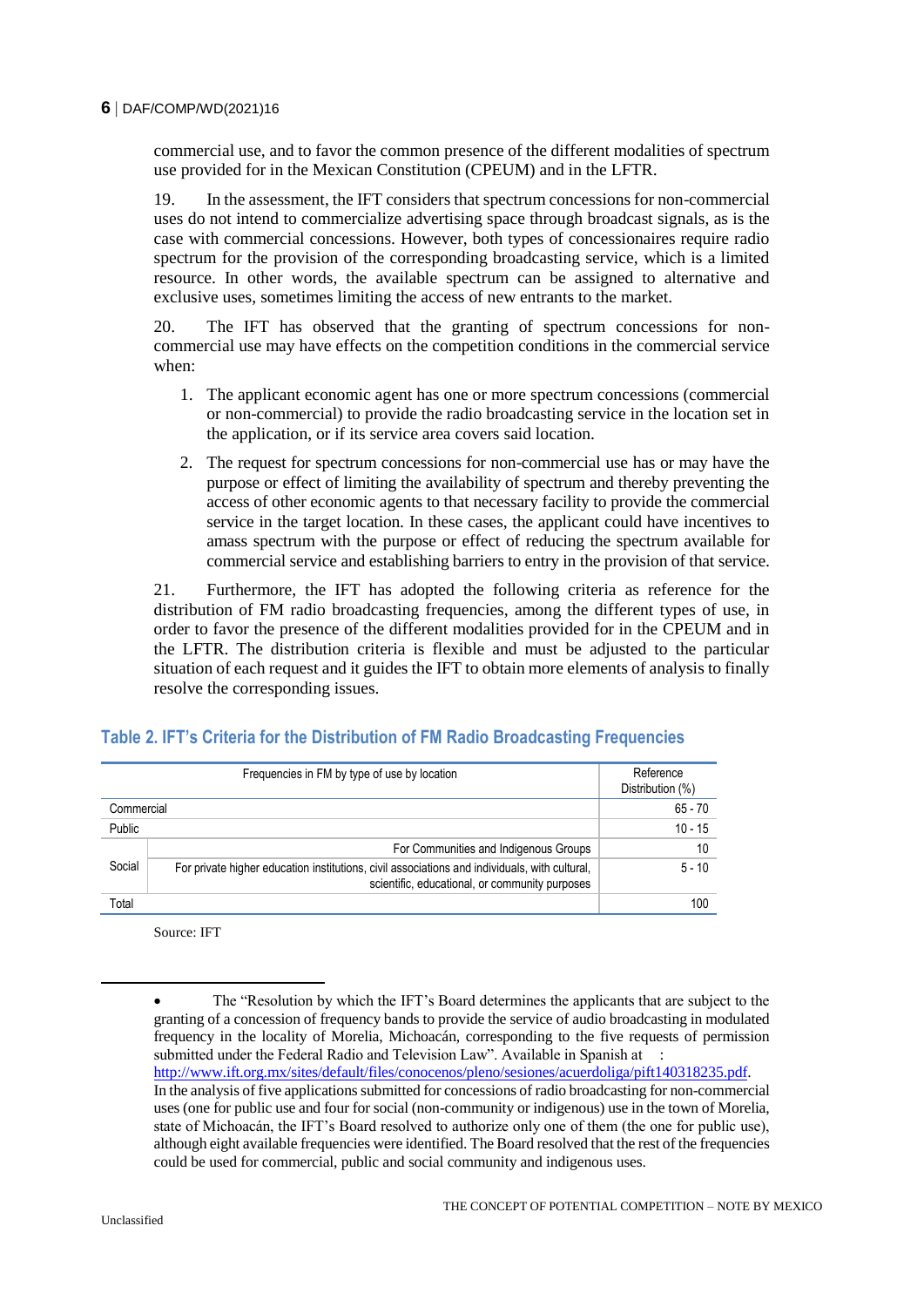commercial use, and to favor the common presence of the different modalities of spectrum use provided for in the Mexican Constitution (CPEUM) and in the LFTR.

19. In the assessment, the IFT considers that spectrum concessions for non-commercial uses do not intend to commercialize advertising space through broadcast signals, as is the case with commercial concessions. However, both types of concessionaires require radio spectrum for the provision of the corresponding broadcasting service, which is a limited resource. In other words, the available spectrum can be assigned to alternative and exclusive uses, sometimes limiting the access of new entrants to the market.

20. The IFT has observed that the granting of spectrum concessions for non-commercial use may have effects on the competition conditions in the commercial service when:

1. The applicant economic agent has one or more spectrum concessions (commercial or non-commercial) to provide the radio broadcasting service in the location set in the application, or if its service area covers said location.
2. The request for spectrum concessions for non-commercial use has or may have the purpose or effect of limiting the availability of spectrum and thereby preventing the access of other economic agents to that necessary facility to provide the commercial service in the target location. In these cases, the applicant could have incentives to amass spectrum with the purpose or effect of reducing the spectrum available for commercial service and establishing barriers to entry in the provision of that service.

21. Furthermore, the IFT has adopted the following criteria as reference for the distribution of FM radio broadcasting frequencies, among the different types of use, in order to favor the presence of the different modalities provided for in the CPEUM and in the LFTR. The distribution criteria is flexible and must be adjusted to the particular situation of each request and it guides the IFT to obtain more elements of analysis to finally resolve the corresponding issues.

### Table 2. IFT's Criteria for the Distribution of FM Radio Broadcasting Frequencies

| Frequencies in FM by type of use by location | | Reference Distribution (%) |
|---|---|---|
| Commercial | | 65 - 70 |
| Public | | 10 - 15 |
| Social | For Communities and Indigenous Groups | 10 |
| | For private higher education institutions, civil associations and individuals, with cultural, scientific, educational, or community purposes | 5 - 10 |
| Total | | 100 |

Source: IFT

- The "Resolution by which the IFT's Board determines the applicants that are subject to the granting of a concession of frequency bands to provide the service of audio broadcasting in modulated frequency in the locality of Morelia, Michoacán, corresponding to the five requests of permission submitted under the Federal Radio and Television Law". Available in Spanish at : http://www.ift.org.mx/sites/default/files/conocenos/pleno/sesiones/acuerdoliga/pift140318235.pdf. In the analysis of five applications submitted for concessions of radio broadcasting for non-commercial uses (one for public use and four for social (non-community or indigenous) use in the town of Morelia, state of Michoacán, the IFT's Board resolved to authorize only one of them (the one for public use), although eight available frequencies were identified. The Board resolved that the rest of the frequencies could be used for commercial, public and social community and indigenous uses.